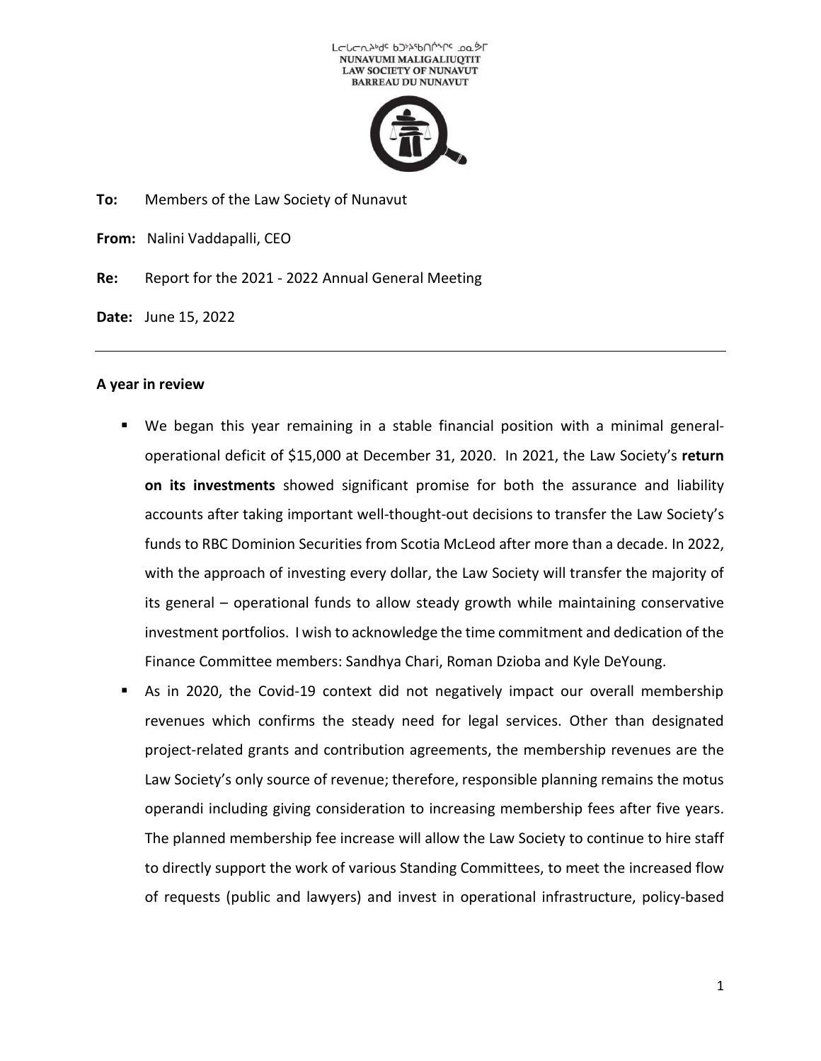ᓄᓇᕗᒥ ᒪᓕᒐᓕᐅᖅᑏᑦ ᑲᑐᔾᔨᖃᑎᒌᖏᑦ ᓄᓇᕗᒥ
NUNAVUMI MALIGALIUQTIT
LAW SOCIETY OF NUNAVUT
BARREAU DU NUNAVUT

**To:** Members of the Law Society of Nunavut

**From:** Nalini Vaddapalli, CEO

**Re:** Report for the 2021 - 2022 Annual General Meeting

**Date:** June 15, 2022

---

**A year in review**

- We began this year remaining in a stable financial position with a minimal general-operational deficit of $15,000 at December 31, 2020. In 2021, the Law Society's **return on its investments** showed significant promise for both the assurance and liability accounts after taking important well-thought-out decisions to transfer the Law Society's funds to RBC Dominion Securities from Scotia McLeod after more than a decade. In 2022, with the approach of investing every dollar, the Law Society will transfer the majority of its general – operational funds to allow steady growth while maintaining conservative investment portfolios. I wish to acknowledge the time commitment and dedication of the Finance Committee members: Sandhya Chari, Roman Dzioba and Kyle DeYoung.
- As in 2020, the Covid-19 context did not negatively impact our overall membership revenues which confirms the steady need for legal services. Other than designated project-related grants and contribution agreements, the membership revenues are the Law Society's only source of revenue; therefore, responsible planning remains the motus operandi including giving consideration to increasing membership fees after five years. The planned membership fee increase will allow the Law Society to continue to hire staff to directly support the work of various Standing Committees, to meet the increased flow of requests (public and lawyers) and invest in operational infrastructure, policy-based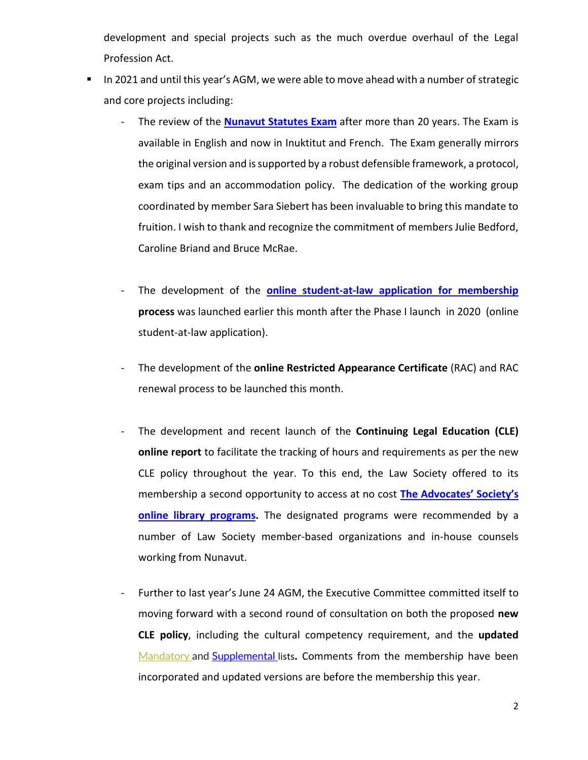development and special projects such as the much overdue overhaul of the Legal Profession Act.

- In 2021 and until this year's AGM, we were able to move ahead with a number of strategic and core projects including:
  - The review of the **Nunavut Statutes Exam** after more than 20 years. The Exam is available in English and now in Inuktitut and French. The Exam generally mirrors the original version and is supported by a robust defensible framework, a protocol, exam tips and an accommodation policy. The dedication of the working group coordinated by member Sara Siebert has been invaluable to bring this mandate to fruition. I wish to thank and recognize the commitment of members Julie Bedford, Caroline Briand and Bruce McRae.

  - The development of the **online student-at-law application for membership process** was launched earlier this month after the Phase I launch in 2020 (online student-at-law application).

  - The development of the **online Restricted Appearance Certificate** (RAC) and RAC renewal process to be launched this month.

  - The development and recent launch of the **Continuing Legal Education (CLE) online report** to facilitate the tracking of hours and requirements as per the new CLE policy throughout the year. To this end, the Law Society offered to its membership a second opportunity to access at no cost **The Advocates' Society's online library programs.** The designated programs were recommended by a number of Law Society member-based organizations and in-house counsels working from Nunavut.

  - Further to last year's June 24 AGM, the Executive Committee committed itself to moving forward with a second round of consultation on both the proposed **new CLE policy**, including the cultural competency requirement, and the **updated** Mandatory and Supplemental lists**.** Comments from the membership have been incorporated and updated versions are before the membership this year.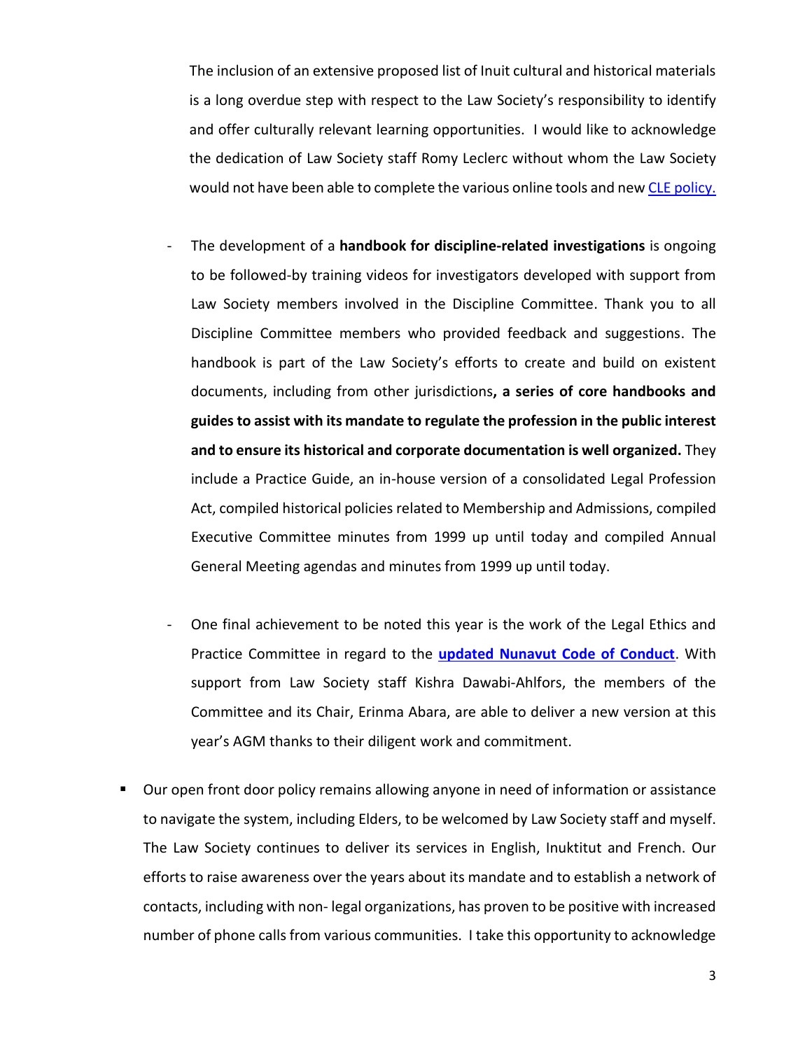The inclusion of an extensive proposed list of Inuit cultural and historical materials is a long overdue step with respect to the Law Society's responsibility to identify and offer culturally relevant learning opportunities. I would like to acknowledge the dedication of Law Society staff Romy Leclerc without whom the Law Society would not have been able to complete the various online tools and new CLE policy.

- The development of a **handbook for discipline-related investigations** is ongoing to be followed-by training videos for investigators developed with support from Law Society members involved in the Discipline Committee. Thank you to all Discipline Committee members who provided feedback and suggestions. The handbook is part of the Law Society's efforts to create and build on existent documents, including from other jurisdictions**, a series of core handbooks and guides to assist with its mandate to regulate the profession in the public interest and to ensure its historical and corporate documentation is well organized.** They include a Practice Guide, an in-house version of a consolidated Legal Profession Act, compiled historical policies related to Membership and Admissions, compiled Executive Committee minutes from 1999 up until today and compiled Annual General Meeting agendas and minutes from 1999 up until today.

- One final achievement to be noted this year is the work of the Legal Ethics and Practice Committee in regard to the **updated Nunavut Code of Conduct**. With support from Law Society staff Kishra Dawabi-Ahlfors, the members of the Committee and its Chair, Erinma Abara, are able to deliver a new version at this year's AGM thanks to their diligent work and commitment.

- Our open front door policy remains allowing anyone in need of information or assistance to navigate the system, including Elders, to be welcomed by Law Society staff and myself. The Law Society continues to deliver its services in English, Inuktitut and French. Our efforts to raise awareness over the years about its mandate and to establish a network of contacts, including with non- legal organizations, has proven to be positive with increased number of phone calls from various communities. I take this opportunity to acknowledge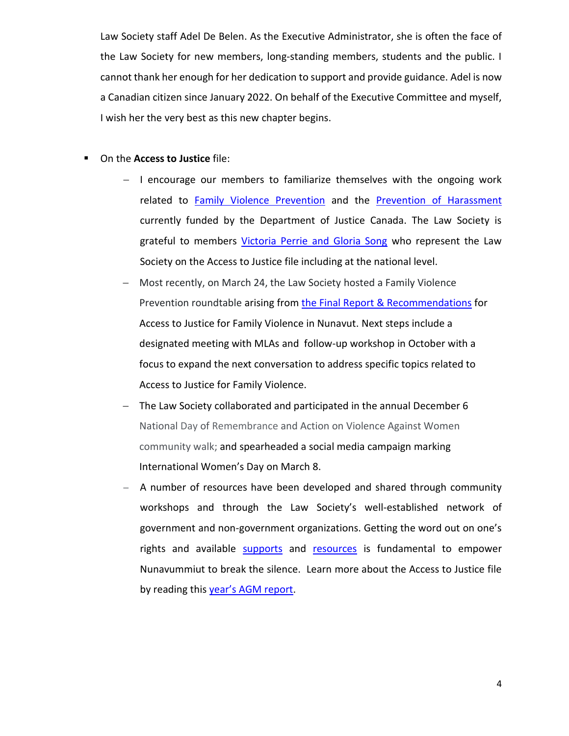Law Society staff Adel De Belen. As the Executive Administrator, she is often the face of the Law Society for new members, long-standing members, students and the public. I cannot thank her enough for her dedication to support and provide guidance. Adel is now a Canadian citizen since January 2022. On behalf of the Executive Committee and myself, I wish her the very best as this new chapter begins.

- On the **Access to Justice** file:
  - I encourage our members to familiarize themselves with the ongoing work related to Family Violence Prevention and the Prevention of Harassment currently funded by the Department of Justice Canada. The Law Society is grateful to members Victoria Perrie and Gloria Song who represent the Law Society on the Access to Justice file including at the national level.
  - Most recently, on March 24, the Law Society hosted a Family Violence Prevention roundtable arising from the Final Report & Recommendations for Access to Justice for Family Violence in Nunavut. Next steps include a designated meeting with MLAs and follow-up workshop in October with a focus to expand the next conversation to address specific topics related to Access to Justice for Family Violence.
  - The Law Society collaborated and participated in the annual December 6 National Day of Remembrance and Action on Violence Against Women community walk; and spearheaded a social media campaign marking International Women's Day on March 8.
  - A number of resources have been developed and shared through community workshops and through the Law Society's well-established network of government and non-government organizations. Getting the word out on one's rights and available supports and resources is fundamental to empower Nunavummiut to break the silence. Learn more about the Access to Justice file by reading this year's AGM report.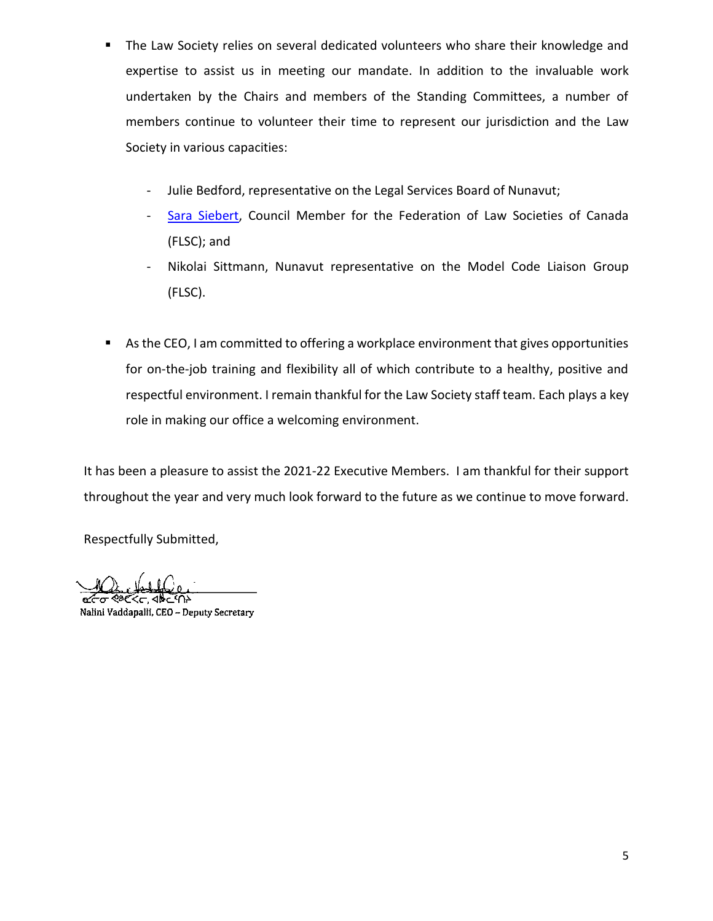- The Law Society relies on several dedicated volunteers who share their knowledge and expertise to assist us in meeting our mandate. In addition to the invaluable work undertaken by the Chairs and members of the Standing Committees, a number of members continue to volunteer their time to represent our jurisdiction and the Law Society in various capacities:

  - Julie Bedford, representative on the Legal Services Board of Nunavut;
  - Sara Siebert, Council Member for the Federation of Law Societies of Canada (FLSC); and
  - Nikolai Sittmann, Nunavut representative on the Model Code Liaison Group (FLSC).

- As the CEO, I am committed to offering a workplace environment that gives opportunities for on-the-job training and flexibility all of which contribute to a healthy, positive and respectful environment. I remain thankful for the Law Society staff team. Each plays a key role in making our office a welcoming environment.

It has been a pleasure to assist the 2021-22 Executive Members. I am thankful for their support throughout the year and very much look forward to the future as we continue to move forward.

Respectfully Submitted,

ᓇᓕᓂ ᕙᑦᑕᐸᓪᓕ, ᐊᖓᓕᒃᑎᐅᑉ
Nalini Vaddapalli, CEO – Deputy Secretary